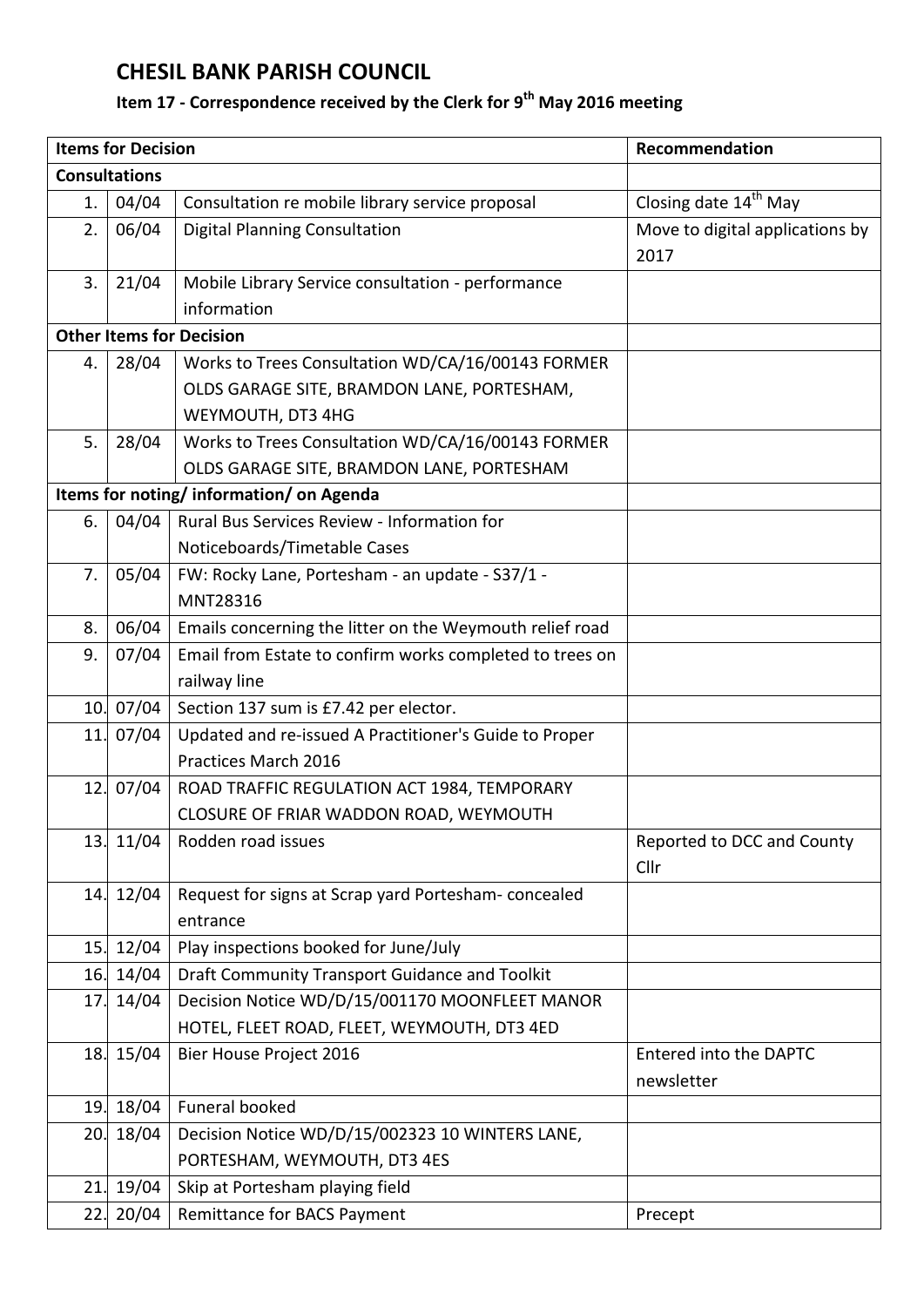# CHESIL BANK PARISH COUNCIL

## Item 17 - Correspondence received by the Clerk for 9th May 2016 meeting

| Items for Decision | | | Recommendation |
|---|---|---|---|
| **Consultations** | | | |
| 1. | 04/04 | Consultation re mobile library service proposal | Closing date 14th May |
| 2. | 06/04 | Digital Planning Consultation | Move to digital applications by 2017 |
| 3. | 21/04 | Mobile Library Service consultation - performance information | |
| **Other Items for Decision** | | | |
| 4. | 28/04 | Works to Trees Consultation WD/CA/16/00143 FORMER OLDS GARAGE SITE, BRAMDON LANE, PORTESHAM, WEYMOUTH, DT3 4HG | |
| 5. | 28/04 | Works to Trees Consultation WD/CA/16/00143 FORMER OLDS GARAGE SITE, BRAMDON LANE, PORTESHAM | |
| **Items for noting/ information/ on Agenda** | | | |
| 6. | 04/04 | Rural Bus Services Review - Information for Noticeboards/Timetable Cases | |
| 7. | 05/04 | FW: Rocky Lane, Portesham - an update - S37/1 - MNT28316 | |
| 8. | 06/04 | Emails concerning the litter on the Weymouth relief road | |
| 9. | 07/04 | Email from Estate to confirm works completed to trees on railway line | |
| 10. | 07/04 | Section 137 sum is £7.42 per elector. | |
| 11. | 07/04 | Updated and re-issued A Practitioner's Guide to Proper Practices March 2016 | |
| 12. | 07/04 | ROAD TRAFFIC REGULATION ACT 1984, TEMPORARY CLOSURE OF FRIAR WADDON ROAD, WEYMOUTH | |
| 13. | 11/04 | Rodden road issues | Reported to DCC and County Cllr |
| 14. | 12/04 | Request for signs at Scrap yard Portesham- concealed entrance | |
| 15. | 12/04 | Play inspections booked for June/July | |
| 16. | 14/04 | Draft Community Transport Guidance and Toolkit | |
| 17. | 14/04 | Decision Notice WD/D/15/001170 MOONFLEET MANOR HOTEL, FLEET ROAD, FLEET, WEYMOUTH, DT3 4ED | |
| 18. | 15/04 | Bier House Project 2016 | Entered into the DAPTC newsletter |
| 19. | 18/04 | Funeral booked | |
| 20. | 18/04 | Decision Notice WD/D/15/002323 10 WINTERS LANE, PORTESHAM, WEYMOUTH, DT3 4ES | |
| 21. | 19/04 | Skip at Portesham playing field | |
| 22. | 20/04 | Remittance for BACS Payment | Precept |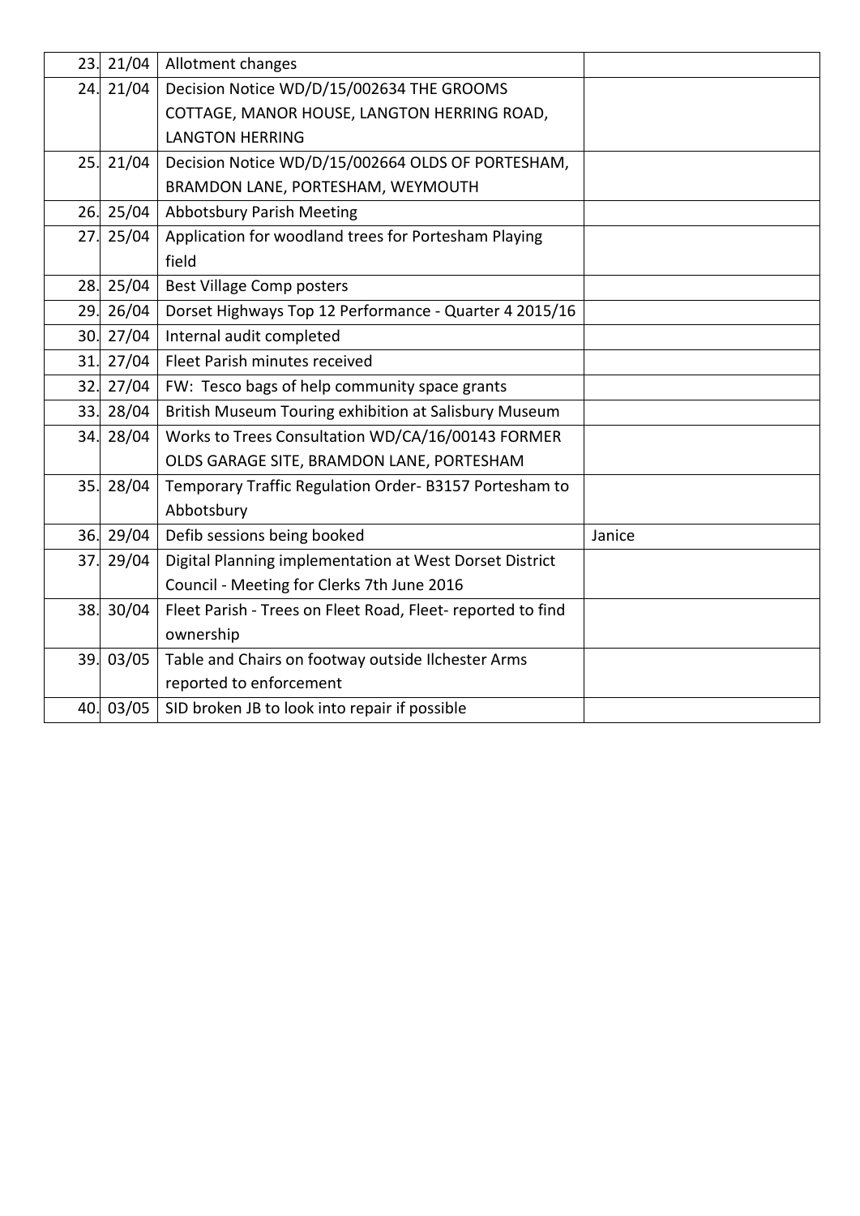| | | | |
|---|---|---|---|
| 23. | 21/04 | Allotment changes | |
| 24. | 21/04 | Decision Notice WD/D/15/002634 THE GROOMS COTTAGE, MANOR HOUSE, LANGTON HERRING ROAD, LANGTON HERRING | |
| 25. | 21/04 | Decision Notice WD/D/15/002664 OLDS OF PORTESHAM, BRAMDON LANE, PORTESHAM, WEYMOUTH | |
| 26. | 25/04 | Abbotsbury Parish Meeting | |
| 27. | 25/04 | Application for woodland trees for Portesham Playing field | |
| 28. | 25/04 | Best Village Comp posters | |
| 29. | 26/04 | Dorset Highways Top 12 Performance - Quarter 4 2015/16 | |
| 30. | 27/04 | Internal audit completed | |
| 31. | 27/04 | Fleet Parish minutes received | |
| 32. | 27/04 | FW: Tesco bags of help community space grants | |
| 33. | 28/04 | British Museum Touring exhibition at Salisbury Museum | |
| 34. | 28/04 | Works to Trees Consultation WD/CA/16/00143 FORMER OLDS GARAGE SITE, BRAMDON LANE, PORTESHAM | |
| 35. | 28/04 | Temporary Traffic Regulation Order- B3157 Portesham to Abbotsbury | |
| 36. | 29/04 | Defib sessions being booked | Janice |
| 37. | 29/04 | Digital Planning implementation at West Dorset District Council - Meeting for Clerks 7th June 2016 | |
| 38. | 30/04 | Fleet Parish - Trees on Fleet Road, Fleet- reported to find ownership | |
| 39. | 03/05 | Table and Chairs on footway outside Ilchester Arms reported to enforcement | |
| 40. | 03/05 | SID broken JB to look into repair if possible | |